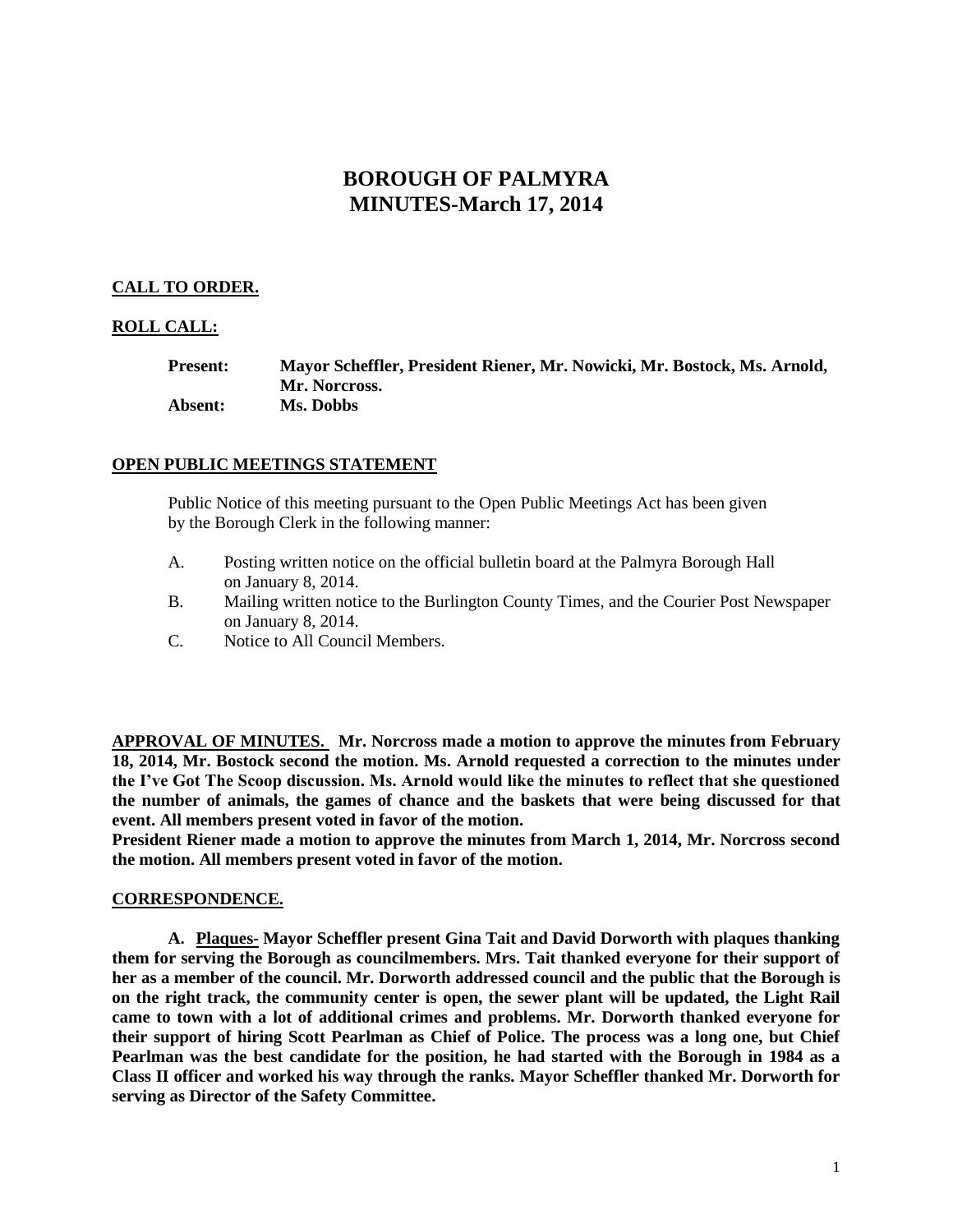# BOROUGH OF PALMYRA
# MINUTES-March 17, 2014

**CALL TO ORDER.**

**ROLL CALL:**

**Present:** **Mayor Scheffler, President Riener, Mr. Nowicki, Mr. Bostock, Ms. Arnold, Mr. Norcross.**
**Absent:** **Ms. Dobbs**

**OPEN PUBLIC MEETINGS STATEMENT**

Public Notice of this meeting pursuant to the Open Public Meetings Act has been given by the Borough Clerk in the following manner:

A. Posting written notice on the official bulletin board at the Palmyra Borough Hall on January 8, 2014.
B. Mailing written notice to the Burlington County Times, and the Courier Post Newspaper on January 8, 2014.
C. Notice to All Council Members.

**APPROVAL OF MINUTES. Mr. Norcross made a motion to approve the minutes from February 18, 2014, Mr. Bostock second the motion. Ms. Arnold requested a correction to the minutes under the I've Got The Scoop discussion. Ms. Arnold would like the minutes to reflect that she questioned the number of animals, the games of chance and the baskets that were being discussed for that event. All members present voted in favor of the motion.**

**President Riener made a motion to approve the minutes from March 1, 2014, Mr. Norcross second the motion. All members present voted in favor of the motion.**

**CORRESPONDENCE.**

**A. Plaques- Mayor Scheffler present Gina Tait and David Dorworth with plaques thanking them for serving the Borough as councilmembers. Mrs. Tait thanked everyone for their support of her as a member of the council. Mr. Dorworth addressed council and the public that the Borough is on the right track, the community center is open, the sewer plant will be updated, the Light Rail came to town with a lot of additional crimes and problems. Mr. Dorworth thanked everyone for their support of hiring Scott Pearlman as Chief of Police. The process was a long one, but Chief Pearlman was the best candidate for the position, he had started with the Borough in 1984 as a Class II officer and worked his way through the ranks. Mayor Scheffler thanked Mr. Dorworth for serving as Director of the Safety Committee.**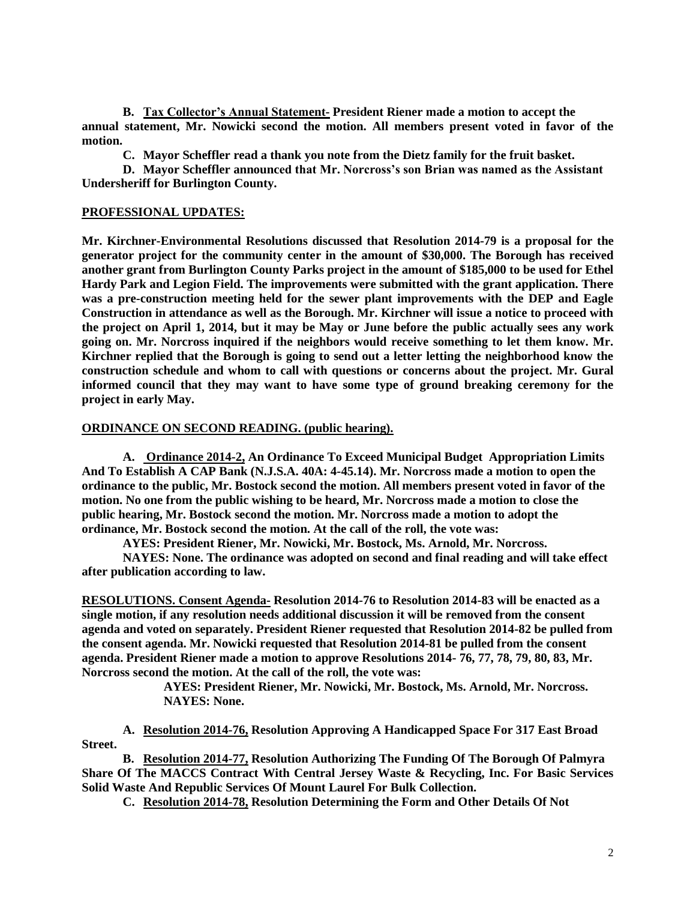**B. Tax Collector's Annual Statement- President Riener made a motion to accept the annual statement, Mr. Nowicki second the motion. All members present voted in favor of the motion.**

**C. Mayor Scheffler read a thank you note from the Dietz family for the fruit basket.**

**D. Mayor Scheffler announced that Mr. Norcross's son Brian was named as the Assistant Undersheriff for Burlington County.**

**PROFESSIONAL UPDATES:**

**Mr. Kirchner-Environmental Resolutions discussed that Resolution 2014-79 is a proposal for the generator project for the community center in the amount of $30,000. The Borough has received another grant from Burlington County Parks project in the amount of $185,000 to be used for Ethel Hardy Park and Legion Field. The improvements were submitted with the grant application. There was a pre-construction meeting held for the sewer plant improvements with the DEP and Eagle Construction in attendance as well as the Borough. Mr. Kirchner will issue a notice to proceed with the project on April 1, 2014, but it may be May or June before the public actually sees any work going on. Mr. Norcross inquired if the neighbors would receive something to let them know. Mr. Kirchner replied that the Borough is going to send out a letter letting the neighborhood know the construction schedule and whom to call with questions or concerns about the project. Mr. Gural informed council that they may want to have some type of ground breaking ceremony for the project in early May.**

**ORDINANCE ON SECOND READING. (public hearing).**

**A. Ordinance 2014-2, An Ordinance To Exceed Municipal Budget Appropriation Limits And To Establish A CAP Bank (N.J.S.A. 40A: 4-45.14). Mr. Norcross made a motion to open the ordinance to the public, Mr. Bostock second the motion. All members present voted in favor of the motion. No one from the public wishing to be heard, Mr. Norcross made a motion to close the public hearing, Mr. Bostock second the motion. Mr. Norcross made a motion to adopt the ordinance, Mr. Bostock second the motion. At the call of the roll, the vote was:**

**AYES: President Riener, Mr. Nowicki, Mr. Bostock, Ms. Arnold, Mr. Norcross.**

**NAYES: None. The ordinance was adopted on second and final reading and will take effect after publication according to law.**

**RESOLUTIONS. Consent Agenda- Resolution 2014-76 to Resolution 2014-83 will be enacted as a single motion, if any resolution needs additional discussion it will be removed from the consent agenda and voted on separately. President Riener requested that Resolution 2014-82 be pulled from the consent agenda. Mr. Nowicki requested that Resolution 2014-81 be pulled from the consent agenda. President Riener made a motion to approve Resolutions 2014- 76, 77, 78, 79, 80, 83, Mr. Norcross second the motion. At the call of the roll, the vote was:**

**AYES: President Riener, Mr. Nowicki, Mr. Bostock, Ms. Arnold, Mr. Norcross.**
**NAYES: None.**

**A. Resolution 2014-76, Resolution Approving A Handicapped Space For 317 East Broad Street.**

**B. Resolution 2014-77, Resolution Authorizing The Funding Of The Borough Of Palmyra Share Of The MACCS Contract With Central Jersey Waste & Recycling, Inc. For Basic Services Solid Waste And Republic Services Of Mount Laurel For Bulk Collection.**

**C. Resolution 2014-78, Resolution Determining the Form and Other Details Of Not**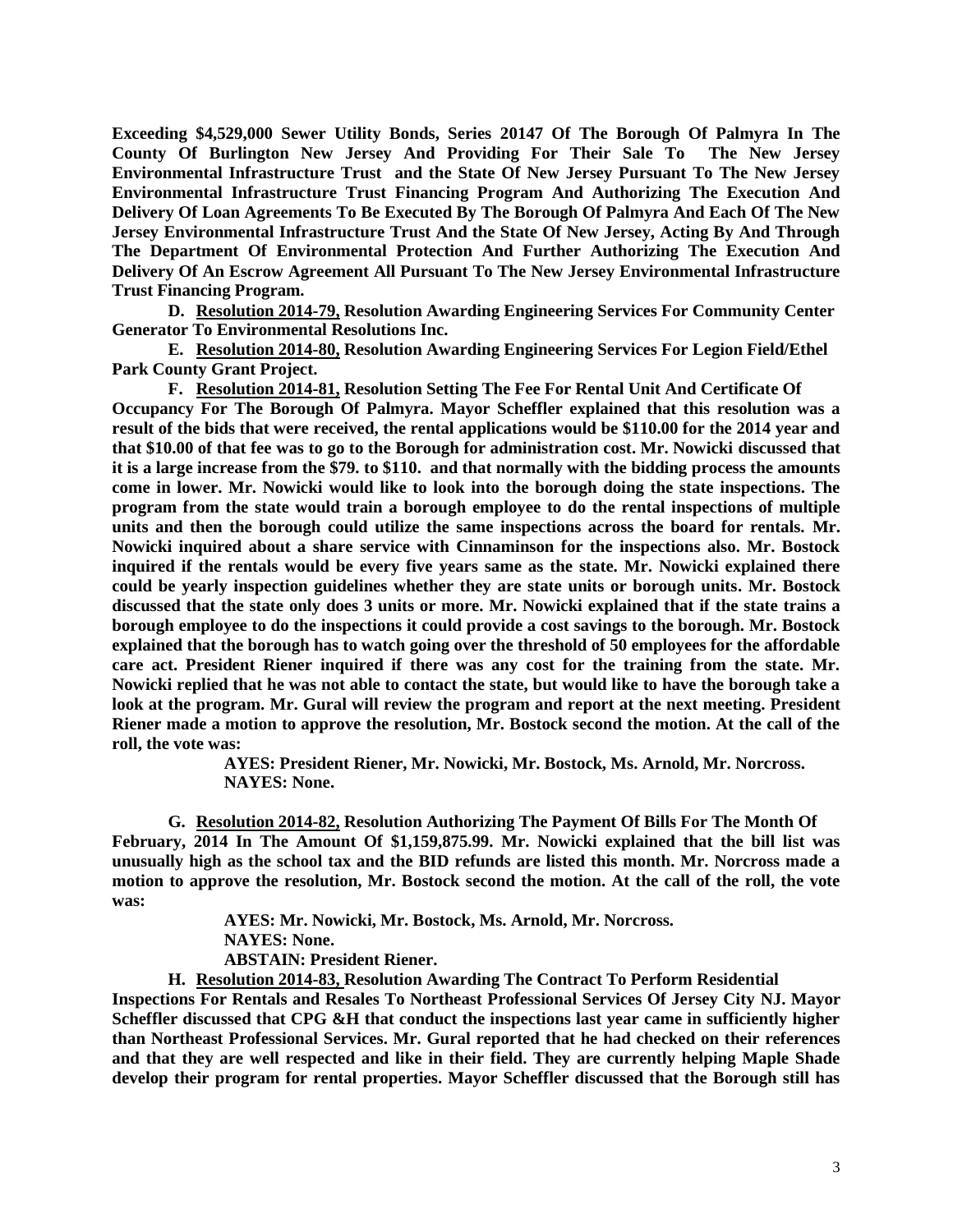**Exceeding $4,529,000 Sewer Utility Bonds, Series 20147 Of The Borough Of Palmyra In The County Of Burlington New Jersey And Providing For Their Sale To The New Jersey Environmental Infrastructure Trust and the State Of New Jersey Pursuant To The New Jersey Environmental Infrastructure Trust Financing Program And Authorizing The Execution And Delivery Of Loan Agreements To Be Executed By The Borough Of Palmyra And Each Of The New Jersey Environmental Infrastructure Trust And the State Of New Jersey, Acting By And Through The Department Of Environmental Protection And Further Authorizing The Execution And Delivery Of An Escrow Agreement All Pursuant To The New Jersey Environmental Infrastructure Trust Financing Program.**

**D. Resolution 2014-79, Resolution Awarding Engineering Services For Community Center Generator To Environmental Resolutions Inc.**

**E. Resolution 2014-80, Resolution Awarding Engineering Services For Legion Field/Ethel Park County Grant Project.**

**F. Resolution 2014-81, Resolution Setting The Fee For Rental Unit And Certificate Of Occupancy For The Borough Of Palmyra. Mayor Scheffler explained that this resolution was a result of the bids that were received, the rental applications would be $110.00 for the 2014 year and that $10.00 of that fee was to go to the Borough for administration cost. Mr. Nowicki discussed that it is a large increase from the $79. to $110. and that normally with the bidding process the amounts come in lower. Mr. Nowicki would like to look into the borough doing the state inspections. The program from the state would train a borough employee to do the rental inspections of multiple units and then the borough could utilize the same inspections across the board for rentals. Mr. Nowicki inquired about a share service with Cinnaminson for the inspections also. Mr. Bostock inquired if the rentals would be every five years same as the state. Mr. Nowicki explained there could be yearly inspection guidelines whether they are state units or borough units. Mr. Bostock discussed that the state only does 3 units or more. Mr. Nowicki explained that if the state trains a borough employee to do the inspections it could provide a cost savings to the borough. Mr. Bostock explained that the borough has to watch going over the threshold of 50 employees for the affordable care act. President Riener inquired if there was any cost for the training from the state. Mr. Nowicki replied that he was not able to contact the state, but would like to have the borough take a look at the program. Mr. Gural will review the program and report at the next meeting. President Riener made a motion to approve the resolution, Mr. Bostock second the motion. At the call of the roll, the vote was:**

**AYES: President Riener, Mr. Nowicki, Mr. Bostock, Ms. Arnold, Mr. Norcross.**
**NAYES: None.**

**G. Resolution 2014-82, Resolution Authorizing The Payment Of Bills For The Month Of February, 2014 In The Amount Of $1,159,875.99. Mr. Nowicki explained that the bill list was unusually high as the school tax and the BID refunds are listed this month. Mr. Norcross made a motion to approve the resolution, Mr. Bostock second the motion. At the call of the roll, the vote was:**

**AYES: Mr. Nowicki, Mr. Bostock, Ms. Arnold, Mr. Norcross.**
**NAYES: None.**
**ABSTAIN: President Riener.**

**H. Resolution 2014-83, Resolution Awarding The Contract To Perform Residential Inspections For Rentals and Resales To Northeast Professional Services Of Jersey City NJ. Mayor Scheffler discussed that CPG &H that conduct the inspections last year came in sufficiently higher than Northeast Professional Services. Mr. Gural reported that he had checked on their references and that they are well respected and like in their field. They are currently helping Maple Shade develop their program for rental properties. Mayor Scheffler discussed that the Borough still has**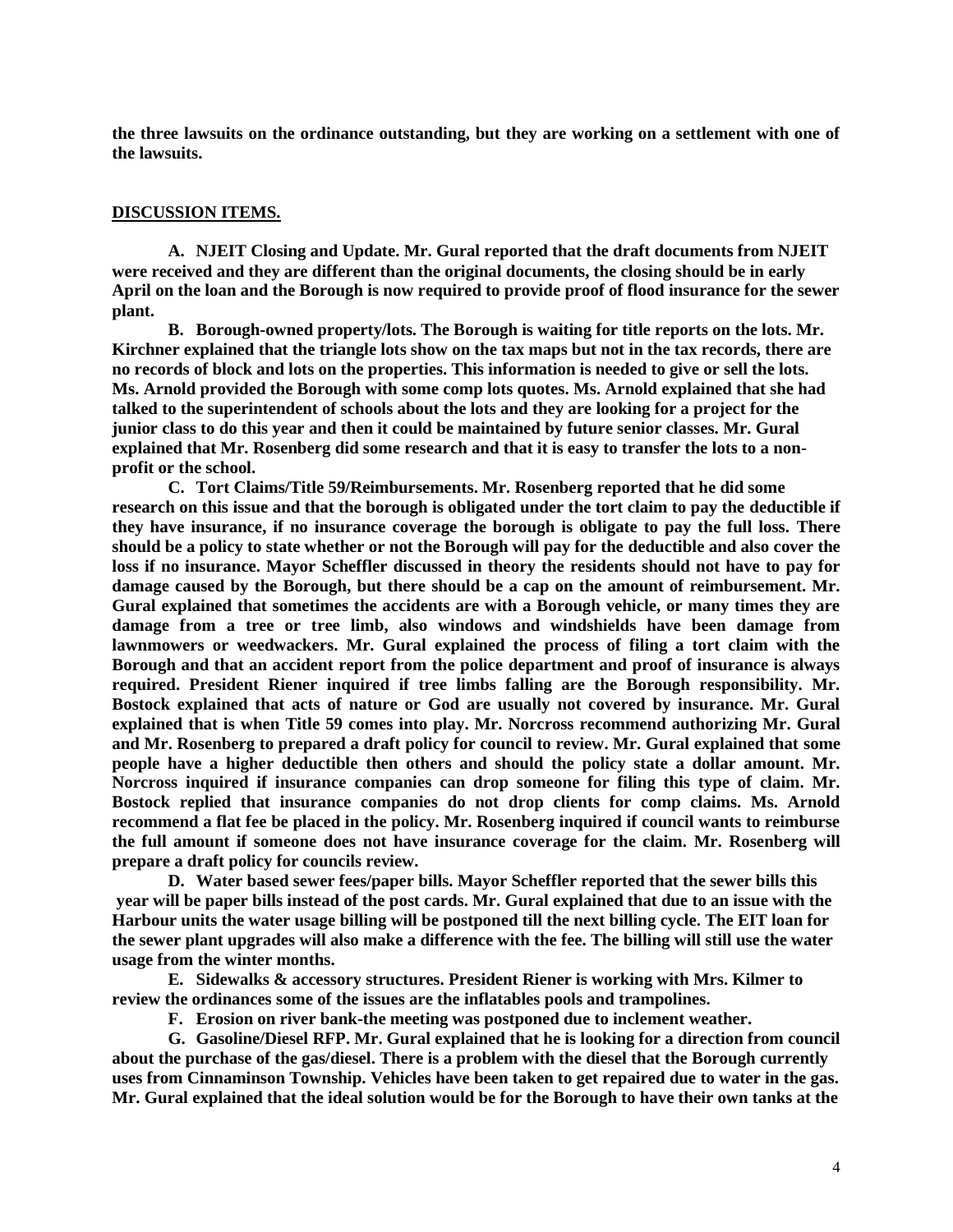**the three lawsuits on the ordinance outstanding, but they are working on a settlement with one of the lawsuits.**

**DISCUSSION ITEMS.**

**A. NJEIT Closing and Update. Mr. Gural reported that the draft documents from NJEIT were received and they are different than the original documents, the closing should be in early April on the loan and the Borough is now required to provide proof of flood insurance for the sewer plant.**

**B. Borough-owned property/lots. The Borough is waiting for title reports on the lots. Mr. Kirchner explained that the triangle lots show on the tax maps but not in the tax records, there are no records of block and lots on the properties. This information is needed to give or sell the lots. Ms. Arnold provided the Borough with some comp lots quotes. Ms. Arnold explained that she had talked to the superintendent of schools about the lots and they are looking for a project for the junior class to do this year and then it could be maintained by future senior classes. Mr. Gural explained that Mr. Rosenberg did some research and that it is easy to transfer the lots to a non-profit or the school.**

**C. Tort Claims/Title 59/Reimbursements. Mr. Rosenberg reported that he did some research on this issue and that the borough is obligated under the tort claim to pay the deductible if they have insurance, if no insurance coverage the borough is obligate to pay the full loss. There should be a policy to state whether or not the Borough will pay for the deductible and also cover the loss if no insurance. Mayor Scheffler discussed in theory the residents should not have to pay for damage caused by the Borough, but there should be a cap on the amount of reimbursement. Mr. Gural explained that sometimes the accidents are with a Borough vehicle, or many times they are damage from a tree or tree limb, also windows and windshields have been damage from lawnmowers or weedwackers. Mr. Gural explained the process of filing a tort claim with the Borough and that an accident report from the police department and proof of insurance is always required. President Riener inquired if tree limbs falling are the Borough responsibility. Mr. Bostock explained that acts of nature or God are usually not covered by insurance. Mr. Gural explained that is when Title 59 comes into play. Mr. Norcross recommend authorizing Mr. Gural and Mr. Rosenberg to prepared a draft policy for council to review. Mr. Gural explained that some people have a higher deductible then others and should the policy state a dollar amount. Mr. Norcross inquired if insurance companies can drop someone for filing this type of claim. Mr. Bostock replied that insurance companies do not drop clients for comp claims. Ms. Arnold recommend a flat fee be placed in the policy. Mr. Rosenberg inquired if council wants to reimburse the full amount if someone does not have insurance coverage for the claim. Mr. Rosenberg will prepare a draft policy for councils review.**

**D. Water based sewer fees/paper bills. Mayor Scheffler reported that the sewer bills this year will be paper bills instead of the post cards. Mr. Gural explained that due to an issue with the Harbour units the water usage billing will be postponed till the next billing cycle. The EIT loan for the sewer plant upgrades will also make a difference with the fee. The billing will still use the water usage from the winter months.**

**E. Sidewalks & accessory structures. President Riener is working with Mrs. Kilmer to review the ordinances some of the issues are the inflatables pools and trampolines.**

**F. Erosion on river bank-the meeting was postponed due to inclement weather.**

**G. Gasoline/Diesel RFP. Mr. Gural explained that he is looking for a direction from council about the purchase of the gas/diesel. There is a problem with the diesel that the Borough currently uses from Cinnaminson Township. Vehicles have been taken to get repaired due to water in the gas. Mr. Gural explained that the ideal solution would be for the Borough to have their own tanks at the**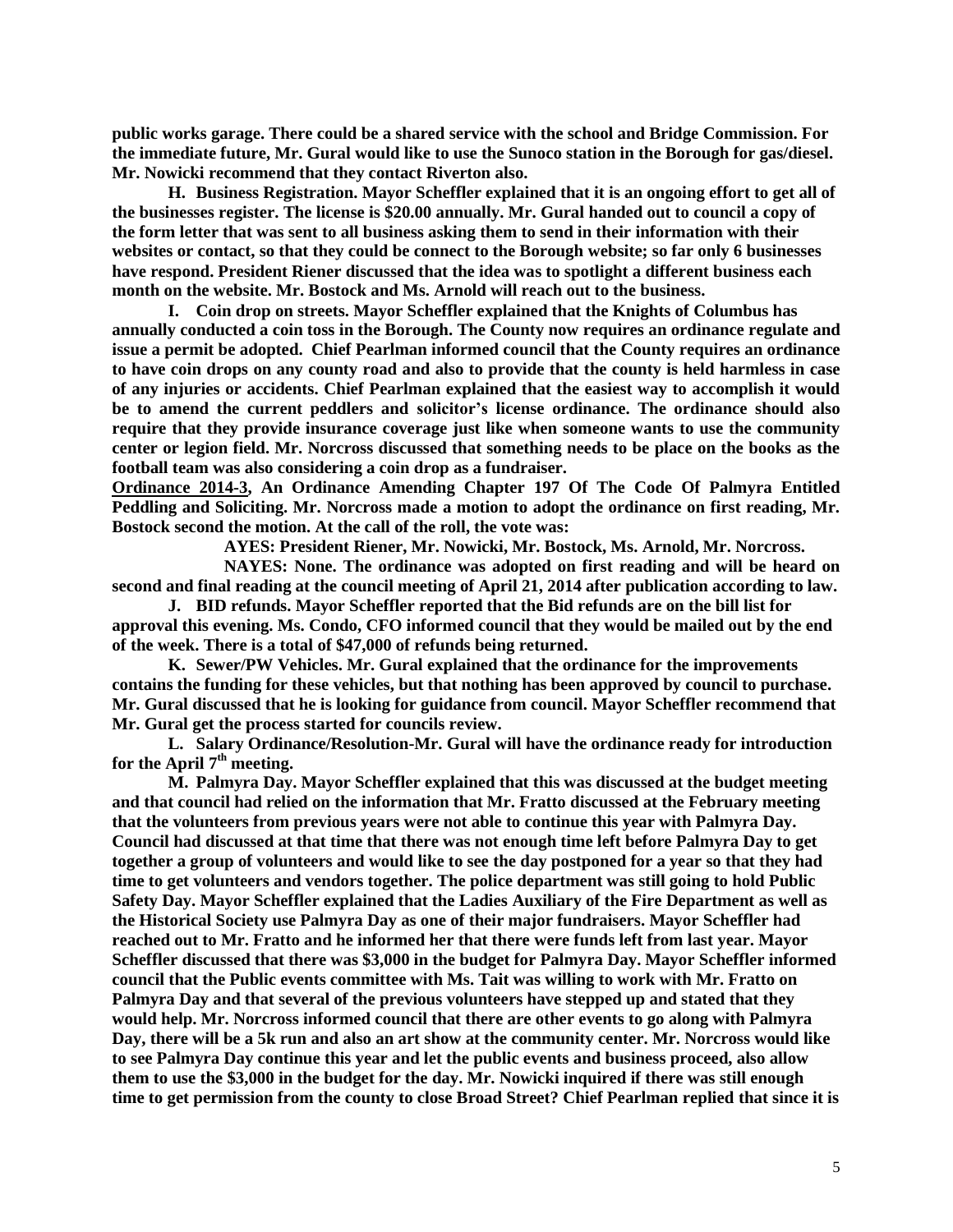**public works garage. There could be a shared service with the school and Bridge Commission. For the immediate future, Mr. Gural would like to use the Sunoco station in the Borough for gas/diesel. Mr. Nowicki recommend that they contact Riverton also.**

**H. Business Registration. Mayor Scheffler explained that it is an ongoing effort to get all of the businesses register. The license is $20.00 annually. Mr. Gural handed out to council a copy of the form letter that was sent to all business asking them to send in their information with their websites or contact, so that they could be connect to the Borough website; so far only 6 businesses have respond. President Riener discussed that the idea was to spotlight a different business each month on the website. Mr. Bostock and Ms. Arnold will reach out to the business.**

**I. Coin drop on streets. Mayor Scheffler explained that the Knights of Columbus has annually conducted a coin toss in the Borough. The County now requires an ordinance regulate and issue a permit be adopted. Chief Pearlman informed council that the County requires an ordinance to have coin drops on any county road and also to provide that the county is held harmless in case of any injuries or accidents. Chief Pearlman explained that the easiest way to accomplish it would be to amend the current peddlers and solicitor's license ordinance. The ordinance should also require that they provide insurance coverage just like when someone wants to use the community center or legion field. Mr. Norcross discussed that something needs to be place on the books as the football team was also considering a coin drop as a fundraiser.**

**Ordinance 2014-3, An Ordinance Amending Chapter 197 Of The Code Of Palmyra Entitled Peddling and Soliciting. Mr. Norcross made a motion to adopt the ordinance on first reading, Mr. Bostock second the motion. At the call of the roll, the vote was:**

**AYES: President Riener, Mr. Nowicki, Mr. Bostock, Ms. Arnold, Mr. Norcross.**

**NAYES: None. The ordinance was adopted on first reading and will be heard on second and final reading at the council meeting of April 21, 2014 after publication according to law.**

**J. BID refunds. Mayor Scheffler reported that the Bid refunds are on the bill list for approval this evening. Ms. Condo, CFO informed council that they would be mailed out by the end of the week. There is a total of $47,000 of refunds being returned.**

**K. Sewer/PW Vehicles. Mr. Gural explained that the ordinance for the improvements contains the funding for these vehicles, but that nothing has been approved by council to purchase. Mr. Gural discussed that he is looking for guidance from council. Mayor Scheffler recommend that Mr. Gural get the process started for councils review.**

**L. Salary Ordinance/Resolution-Mr. Gural will have the ordinance ready for introduction for the April 7th meeting.**

**M. Palmyra Day. Mayor Scheffler explained that this was discussed at the budget meeting and that council had relied on the information that Mr. Fratto discussed at the February meeting that the volunteers from previous years were not able to continue this year with Palmyra Day. Council had discussed at that time that there was not enough time left before Palmyra Day to get together a group of volunteers and would like to see the day postponed for a year so that they had time to get volunteers and vendors together. The police department was still going to hold Public Safety Day. Mayor Scheffler explained that the Ladies Auxiliary of the Fire Department as well as the Historical Society use Palmyra Day as one of their major fundraisers. Mayor Scheffler had reached out to Mr. Fratto and he informed her that there were funds left from last year. Mayor Scheffler discussed that there was $3,000 in the budget for Palmyra Day. Mayor Scheffler informed council that the Public events committee with Ms. Tait was willing to work with Mr. Fratto on Palmyra Day and that several of the previous volunteers have stepped up and stated that they would help. Mr. Norcross informed council that there are other events to go along with Palmyra Day, there will be a 5k run and also an art show at the community center. Mr. Norcross would like to see Palmyra Day continue this year and let the public events and business proceed, also allow them to use the $3,000 in the budget for the day. Mr. Nowicki inquired if there was still enough time to get permission from the county to close Broad Street? Chief Pearlman replied that since it is**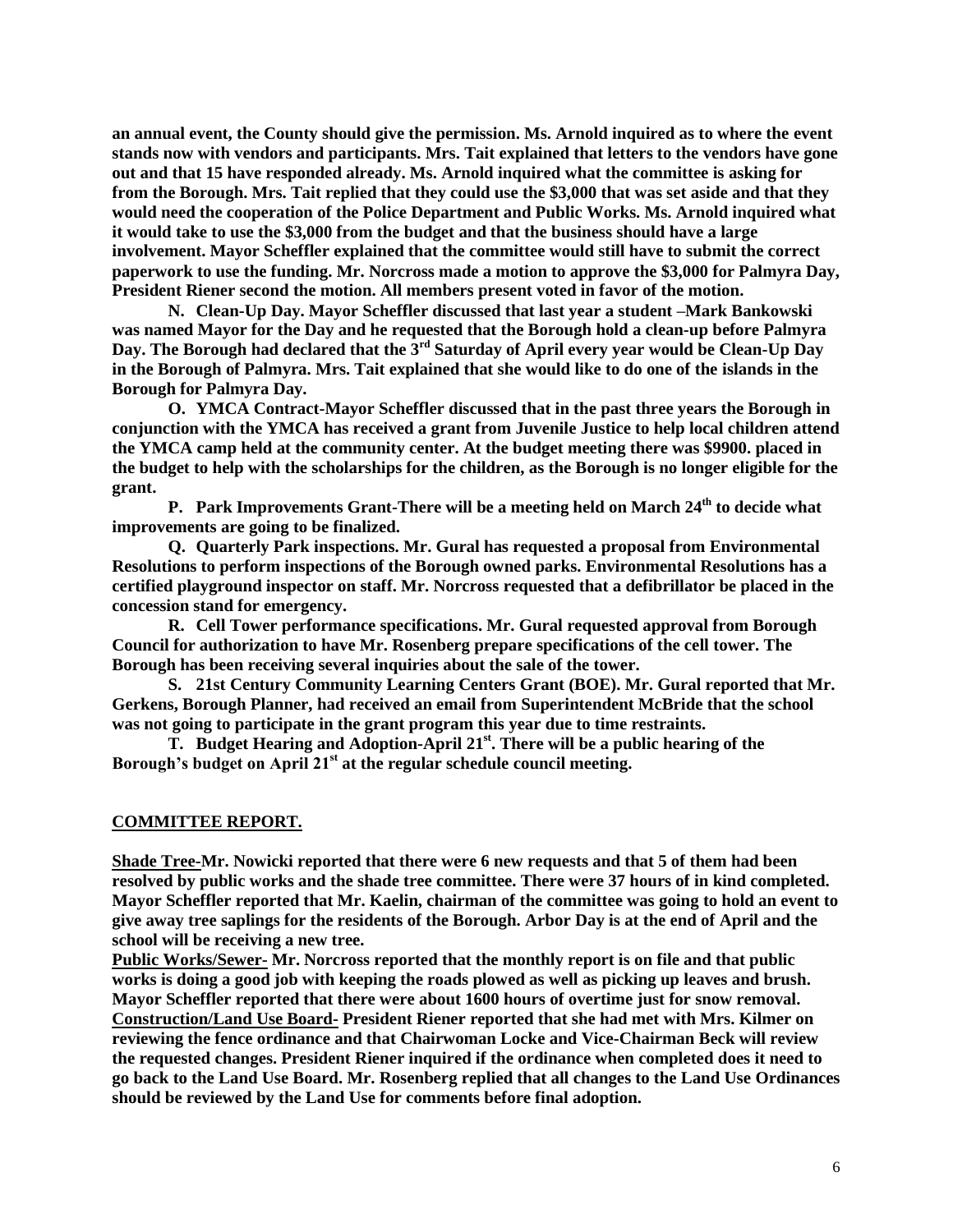**an annual event, the County should give the permission. Ms. Arnold inquired as to where the event stands now with vendors and participants. Mrs. Tait explained that letters to the vendors have gone out and that 15 have responded already. Ms. Arnold inquired what the committee is asking for from the Borough. Mrs. Tait replied that they could use the $3,000 that was set aside and that they would need the cooperation of the Police Department and Public Works. Ms. Arnold inquired what it would take to use the $3,000 from the budget and that the business should have a large involvement. Mayor Scheffler explained that the committee would still have to submit the correct paperwork to use the funding. Mr. Norcross made a motion to approve the $3,000 for Palmyra Day, President Riener second the motion. All members present voted in favor of the motion.**

**N. Clean-Up Day. Mayor Scheffler discussed that last year a student –Mark Bankowski was named Mayor for the Day and he requested that the Borough hold a clean-up before Palmyra Day. The Borough had declared that the 3rd Saturday of April every year would be Clean-Up Day in the Borough of Palmyra. Mrs. Tait explained that she would like to do one of the islands in the Borough for Palmyra Day.**

**O. YMCA Contract-Mayor Scheffler discussed that in the past three years the Borough in conjunction with the YMCA has received a grant from Juvenile Justice to help local children attend the YMCA camp held at the community center. At the budget meeting there was $9900. placed in the budget to help with the scholarships for the children, as the Borough is no longer eligible for the grant.**

**P. Park Improvements Grant-There will be a meeting held on March 24th to decide what improvements are going to be finalized.**

**Q. Quarterly Park inspections. Mr. Gural has requested a proposal from Environmental Resolutions to perform inspections of the Borough owned parks. Environmental Resolutions has a certified playground inspector on staff. Mr. Norcross requested that a defibrillator be placed in the concession stand for emergency.**

**R. Cell Tower performance specifications. Mr. Gural requested approval from Borough Council for authorization to have Mr. Rosenberg prepare specifications of the cell tower. The Borough has been receiving several inquiries about the sale of the tower.**

**S. 21st Century Community Learning Centers Grant (BOE). Mr. Gural reported that Mr. Gerkens, Borough Planner, had received an email from Superintendent McBride that the school was not going to participate in the grant program this year due to time restraints.**

**T. Budget Hearing and Adoption-April 21st. There will be a public hearing of the Borough's budget on April 21st at the regular schedule council meeting.**

## COMMITTEE REPORT.

**Shade Tree-Mr. Nowicki reported that there were 6 new requests and that 5 of them had been resolved by public works and the shade tree committee. There were 37 hours of in kind completed. Mayor Scheffler reported that Mr. Kaelin, chairman of the committee was going to hold an event to give away tree saplings for the residents of the Borough. Arbor Day is at the end of April and the school will be receiving a new tree.**

**Public Works/Sewer- Mr. Norcross reported that the monthly report is on file and that public works is doing a good job with keeping the roads plowed as well as picking up leaves and brush. Mayor Scheffler reported that there were about 1600 hours of overtime just for snow removal.**

**Construction/Land Use Board- President Riener reported that she had met with Mrs. Kilmer on reviewing the fence ordinance and that Chairwoman Locke and Vice-Chairman Beck will review the requested changes. President Riener inquired if the ordinance when completed does it need to go back to the Land Use Board. Mr. Rosenberg replied that all changes to the Land Use Ordinances should be reviewed by the Land Use for comments before final adoption.**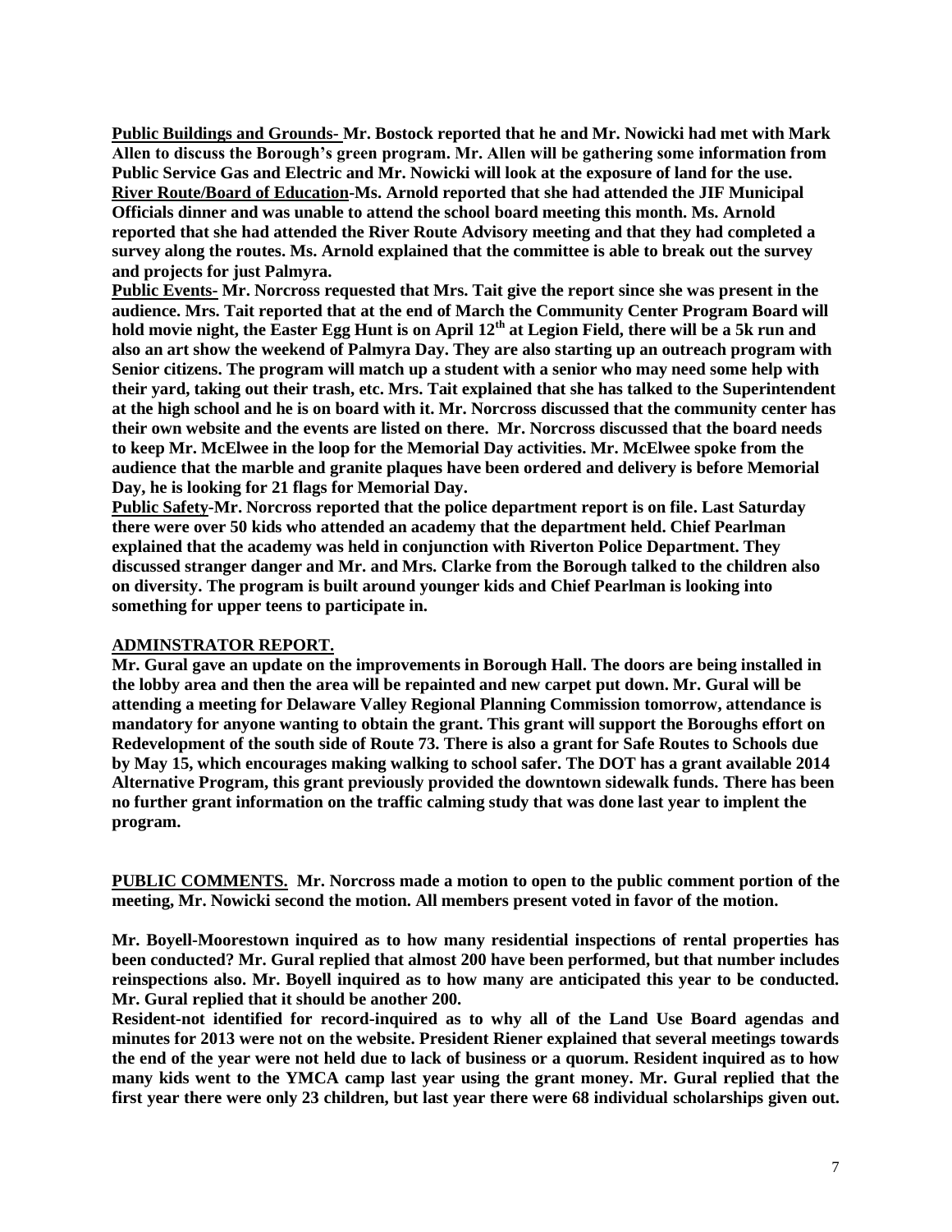**Public Buildings and Grounds-** **Mr. Bostock reported that he and Mr. Nowicki had met with Mark Allen to discuss the Borough's green program. Mr. Allen will be gathering some information from Public Service Gas and Electric and Mr. Nowicki will look at the exposure of land for the use.**
**River Route/Board of Education-Ms. Arnold reported that she had attended the JIF Municipal Officials dinner and was unable to attend the school board meeting this month. Ms. Arnold reported that she had attended the River Route Advisory meeting and that they had completed a survey along the routes. Ms. Arnold explained that the committee is able to break out the survey and projects for just Palmyra.**
**Public Events-** **Mr. Norcross requested that Mrs. Tait give the report since she was present in the audience. Mrs. Tait reported that at the end of March the Community Center Program Board will hold movie night, the Easter Egg Hunt is on April 12th at Legion Field, there will be a 5k run and also an art show the weekend of Palmyra Day. They are also starting up an outreach program with Senior citizens. The program will match up a student with a senior who may need some help with their yard, taking out their trash, etc. Mrs. Tait explained that she has talked to the Superintendent at the high school and he is on board with it. Mr. Norcross discussed that the community center has their own website and the events are listed on there. Mr. Norcross discussed that the board needs to keep Mr. McElwee in the loop for the Memorial Day activities. Mr. McElwee spoke from the audience that the marble and granite plaques have been ordered and delivery is before Memorial Day, he is looking for 21 flags for Memorial Day.**
**Public Safety-Mr. Norcross reported that the police department report is on file. Last Saturday there were over 50 kids who attended an academy that the department held. Chief Pearlman explained that the academy was held in conjunction with Riverton Police Department. They discussed stranger danger and Mr. and Mrs. Clarke from the Borough talked to the children also on diversity. The program is built around younger kids and Chief Pearlman is looking into something for upper teens to participate in.**

**ADMINSTRATOR REPORT.**

**Mr. Gural gave an update on the improvements in Borough Hall. The doors are being installed in the lobby area and then the area will be repainted and new carpet put down. Mr. Gural will be attending a meeting for Delaware Valley Regional Planning Commission tomorrow, attendance is mandatory for anyone wanting to obtain the grant. This grant will support the Boroughs effort on Redevelopment of the south side of Route 73. There is also a grant for Safe Routes to Schools due by May 15, which encourages making walking to school safer. The DOT has a grant available 2014 Alternative Program, this grant previously provided the downtown sidewalk funds. There has been no further grant information on the traffic calming study that was done last year to implent the program.**

**PUBLIC COMMENTS.** **Mr. Norcross made a motion to open to the public comment portion of the meeting, Mr. Nowicki second the motion. All members present voted in favor of the motion.**

**Mr. Boyell-Moorestown inquired as to how many residential inspections of rental properties has been conducted? Mr. Gural replied that almost 200 have been performed, but that number includes reinspections also. Mr. Boyell inquired as to how many are anticipated this year to be conducted. Mr. Gural replied that it should be another 200.**
**Resident-not identified for record-inquired as to why all of the Land Use Board agendas and minutes for 2013 were not on the website. President Riener explained that several meetings towards the end of the year were not held due to lack of business or a quorum. Resident inquired as to how many kids went to the YMCA camp last year using the grant money. Mr. Gural replied that the first year there were only 23 children, but last year there were 68 individual scholarships given out.**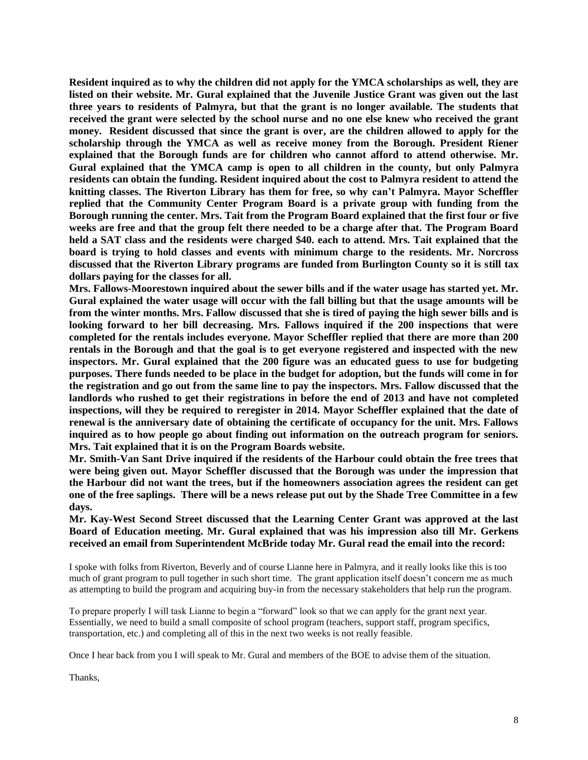**Resident inquired as to why the children did not apply for the YMCA scholarships as well, they are listed on their website. Mr. Gural explained that the Juvenile Justice Grant was given out the last three years to residents of Palmyra, but that the grant is no longer available. The students that received the grant were selected by the school nurse and no one else knew who received the grant money. Resident discussed that since the grant is over, are the children allowed to apply for the scholarship through the YMCA as well as receive money from the Borough. President Riener explained that the Borough funds are for children who cannot afford to attend otherwise. Mr. Gural explained that the YMCA camp is open to all children in the county, but only Palmyra residents can obtain the funding. Resident inquired about the cost to Palmyra resident to attend the knitting classes. The Riverton Library has them for free, so why can't Palmyra. Mayor Scheffler replied that the Community Center Program Board is a private group with funding from the Borough running the center. Mrs. Tait from the Program Board explained that the first four or five weeks are free and that the group felt there needed to be a charge after that. The Program Board held a SAT class and the residents were charged $40. each to attend. Mrs. Tait explained that the board is trying to hold classes and events with minimum charge to the residents. Mr. Norcross discussed that the Riverton Library programs are funded from Burlington County so it is still tax dollars paying for the classes for all.**

**Mrs. Fallows-Moorestown inquired about the sewer bills and if the water usage has started yet. Mr. Gural explained the water usage will occur with the fall billing but that the usage amounts will be from the winter months. Mrs. Fallow discussed that she is tired of paying the high sewer bills and is looking forward to her bill decreasing. Mrs. Fallows inquired if the 200 inspections that were completed for the rentals includes everyone. Mayor Scheffler replied that there are more than 200 rentals in the Borough and that the goal is to get everyone registered and inspected with the new inspectors. Mr. Gural explained that the 200 figure was an educated guess to use for budgeting purposes. There funds needed to be place in the budget for adoption, but the funds will come in for the registration and go out from the same line to pay the inspectors. Mrs. Fallow discussed that the landlords who rushed to get their registrations in before the end of 2013 and have not completed inspections, will they be required to reregister in 2014. Mayor Scheffler explained that the date of renewal is the anniversary date of obtaining the certificate of occupancy for the unit. Mrs. Fallows inquired as to how people go about finding out information on the outreach program for seniors. Mrs. Tait explained that it is on the Program Boards website.**

**Mr. Smith-Van Sant Drive inquired if the residents of the Harbour could obtain the free trees that were being given out. Mayor Scheffler discussed that the Borough was under the impression that the Harbour did not want the trees, but if the homeowners association agrees the resident can get one of the free saplings. There will be a news release put out by the Shade Tree Committee in a few days.**

**Mr. Kay-West Second Street discussed that the Learning Center Grant was approved at the last Board of Education meeting. Mr. Gural explained that was his impression also till Mr. Gerkens received an email from Superintendent McBride today Mr. Gural read the email into the record:**

I spoke with folks from Riverton, Beverly and of course Lianne here in Palmyra, and it really looks like this is too much of grant program to pull together in such short time. The grant application itself doesn't concern me as much as attempting to build the program and acquiring buy-in from the necessary stakeholders that help run the program.

To prepare properly I will task Lianne to begin a "forward" look so that we can apply for the grant next year. Essentially, we need to build a small composite of school program (teachers, support staff, program specifics, transportation, etc.) and completing all of this in the next two weeks is not really feasible.

Once I hear back from you I will speak to Mr. Gural and members of the BOE to advise them of the situation.

Thanks,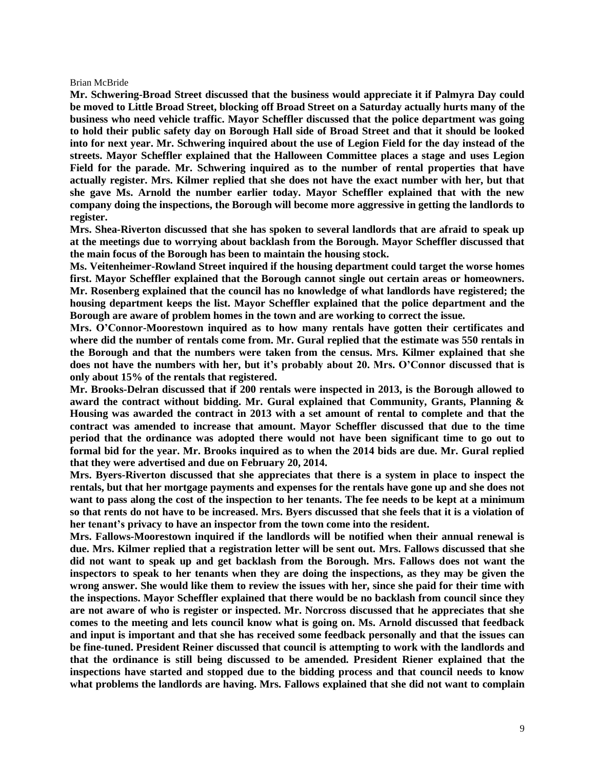Brian McBride

**Mr. Schwering-Broad Street discussed that the business would appreciate it if Palmyra Day could be moved to Little Broad Street, blocking off Broad Street on a Saturday actually hurts many of the business who need vehicle traffic. Mayor Scheffler discussed that the police department was going to hold their public safety day on Borough Hall side of Broad Street and that it should be looked into for next year. Mr. Schwering inquired about the use of Legion Field for the day instead of the streets. Mayor Scheffler explained that the Halloween Committee places a stage and uses Legion Field for the parade. Mr. Schwering inquired as to the number of rental properties that have actually register. Mrs. Kilmer replied that she does not have the exact number with her, but that she gave Ms. Arnold the number earlier today. Mayor Scheffler explained that with the new company doing the inspections, the Borough will become more aggressive in getting the landlords to register.**

**Mrs. Shea-Riverton discussed that she has spoken to several landlords that are afraid to speak up at the meetings due to worrying about backlash from the Borough. Mayor Scheffler discussed that the main focus of the Borough has been to maintain the housing stock.**

**Ms. Veitenheimer-Rowland Street inquired if the housing department could target the worse homes first. Mayor Scheffler explained that the Borough cannot single out certain areas or homeowners. Mr. Rosenberg explained that the council has no knowledge of what landlords have registered; the housing department keeps the list. Mayor Scheffler explained that the police department and the Borough are aware of problem homes in the town and are working to correct the issue.**

**Mrs. O'Connor-Moorestown inquired as to how many rentals have gotten their certificates and where did the number of rentals come from. Mr. Gural replied that the estimate was 550 rentals in the Borough and that the numbers were taken from the census. Mrs. Kilmer explained that she does not have the numbers with her, but it's probably about 20. Mrs. O'Connor discussed that is only about 15% of the rentals that registered.**

**Mr. Brooks-Delran discussed that if 200 rentals were inspected in 2013, is the Borough allowed to award the contract without bidding. Mr. Gural explained that Community, Grants, Planning & Housing was awarded the contract in 2013 with a set amount of rental to complete and that the contract was amended to increase that amount. Mayor Scheffler discussed that due to the time period that the ordinance was adopted there would not have been significant time to go out to formal bid for the year. Mr. Brooks inquired as to when the 2014 bids are due. Mr. Gural replied that they were advertised and due on February 20, 2014.**

**Mrs. Byers-Riverton discussed that she appreciates that there is a system in place to inspect the rentals, but that her mortgage payments and expenses for the rentals have gone up and she does not want to pass along the cost of the inspection to her tenants. The fee needs to be kept at a minimum so that rents do not have to be increased. Mrs. Byers discussed that she feels that it is a violation of her tenant's privacy to have an inspector from the town come into the resident.**

**Mrs. Fallows-Moorestown inquired if the landlords will be notified when their annual renewal is due. Mrs. Kilmer replied that a registration letter will be sent out. Mrs. Fallows discussed that she did not want to speak up and get backlash from the Borough. Mrs. Fallows does not want the inspectors to speak to her tenants when they are doing the inspections, as they may be given the wrong answer. She would like them to review the issues with her, since she paid for their time with the inspections. Mayor Scheffler explained that there would be no backlash from council since they are not aware of who is register or inspected. Mr. Norcross discussed that he appreciates that she comes to the meeting and lets council know what is going on. Ms. Arnold discussed that feedback and input is important and that she has received some feedback personally and that the issues can be fine-tuned. President Reiner discussed that council is attempting to work with the landlords and that the ordinance is still being discussed to be amended. President Riener explained that the inspections have started and stopped due to the bidding process and that council needs to know what problems the landlords are having. Mrs. Fallows explained that she did not want to complain**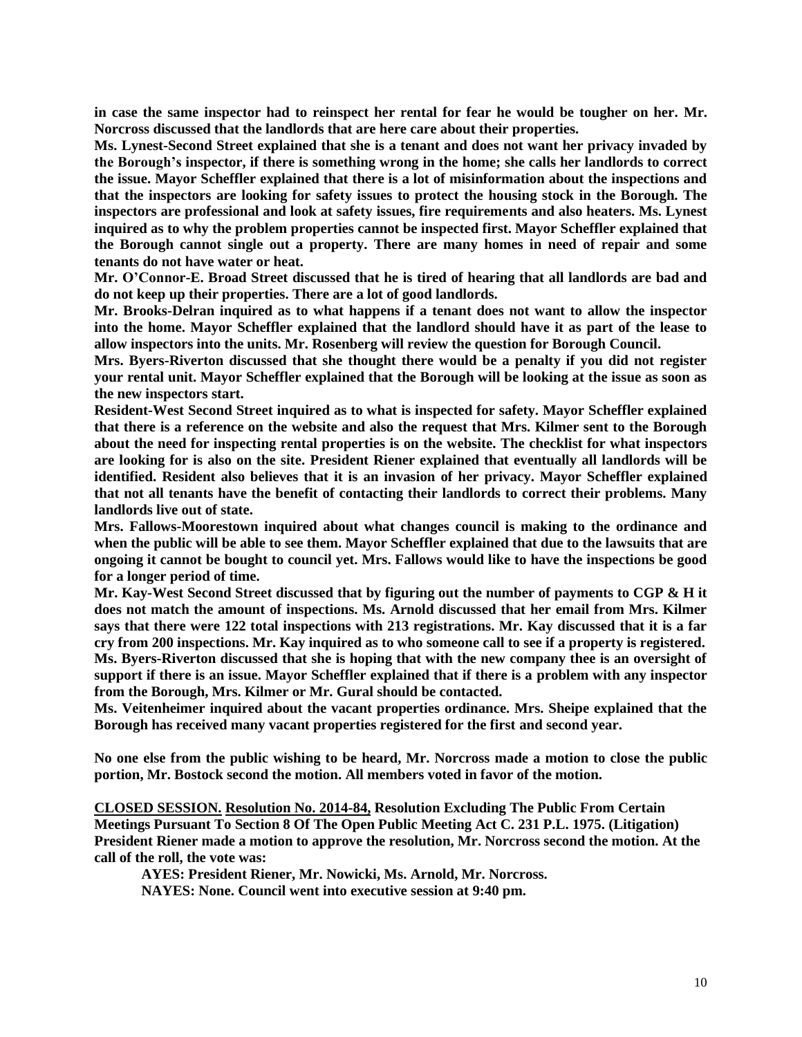**in case the same inspector had to reinspect her rental for fear he would be tougher on her. Mr. Norcross discussed that the landlords that are here care about their properties.**

**Ms. Lynest-Second Street explained that she is a tenant and does not want her privacy invaded by the Borough's inspector, if there is something wrong in the home; she calls her landlords to correct the issue. Mayor Scheffler explained that there is a lot of misinformation about the inspections and that the inspectors are looking for safety issues to protect the housing stock in the Borough. The inspectors are professional and look at safety issues, fire requirements and also heaters. Ms. Lynest inquired as to why the problem properties cannot be inspected first. Mayor Scheffler explained that the Borough cannot single out a property. There are many homes in need of repair and some tenants do not have water or heat.**

**Mr. O'Connor-E. Broad Street discussed that he is tired of hearing that all landlords are bad and do not keep up their properties. There are a lot of good landlords.**

**Mr. Brooks-Delran inquired as to what happens if a tenant does not want to allow the inspector into the home. Mayor Scheffler explained that the landlord should have it as part of the lease to allow inspectors into the units. Mr. Rosenberg will review the question for Borough Council.**

**Mrs. Byers-Riverton discussed that she thought there would be a penalty if you did not register your rental unit. Mayor Scheffler explained that the Borough will be looking at the issue as soon as the new inspectors start.**

**Resident-West Second Street inquired as to what is inspected for safety. Mayor Scheffler explained that there is a reference on the website and also the request that Mrs. Kilmer sent to the Borough about the need for inspecting rental properties is on the website. The checklist for what inspectors are looking for is also on the site. President Riener explained that eventually all landlords will be identified. Resident also believes that it is an invasion of her privacy. Mayor Scheffler explained that not all tenants have the benefit of contacting their landlords to correct their problems. Many landlords live out of state.**

**Mrs. Fallows-Moorestown inquired about what changes council is making to the ordinance and when the public will be able to see them. Mayor Scheffler explained that due to the lawsuits that are ongoing it cannot be bought to council yet. Mrs. Fallows would like to have the inspections be good for a longer period of time.**

**Mr. Kay-West Second Street discussed that by figuring out the number of payments to CGP & H it does not match the amount of inspections. Ms. Arnold discussed that her email from Mrs. Kilmer says that there were 122 total inspections with 213 registrations. Mr. Kay discussed that it is a far cry from 200 inspections. Mr. Kay inquired as to who someone call to see if a property is registered.**

**Ms. Byers-Riverton discussed that she is hoping that with the new company thee is an oversight of support if there is an issue. Mayor Scheffler explained that if there is a problem with any inspector from the Borough, Mrs. Kilmer or Mr. Gural should be contacted.**

**Ms. Veitenheimer inquired about the vacant properties ordinance. Mrs. Sheipe explained that the Borough has received many vacant properties registered for the first and second year.**

**No one else from the public wishing to be heard, Mr. Norcross made a motion to close the public portion, Mr. Bostock second the motion. All members voted in favor of the motion.**

**<u>CLOSED SESSION.</u> <u>Resolution No. 2014-84,</u> Resolution Excluding The Public From Certain Meetings Pursuant To Section 8 Of The Open Public Meeting Act C. 231 P.L. 1975. (Litigation) President Riener made a motion to approve the resolution, Mr. Norcross second the motion. At the call of the roll, the vote was:**

**AYES: President Riener, Mr. Nowicki, Ms. Arnold, Mr. Norcross.**
**NAYES: None. Council went into executive session at 9:40 pm.**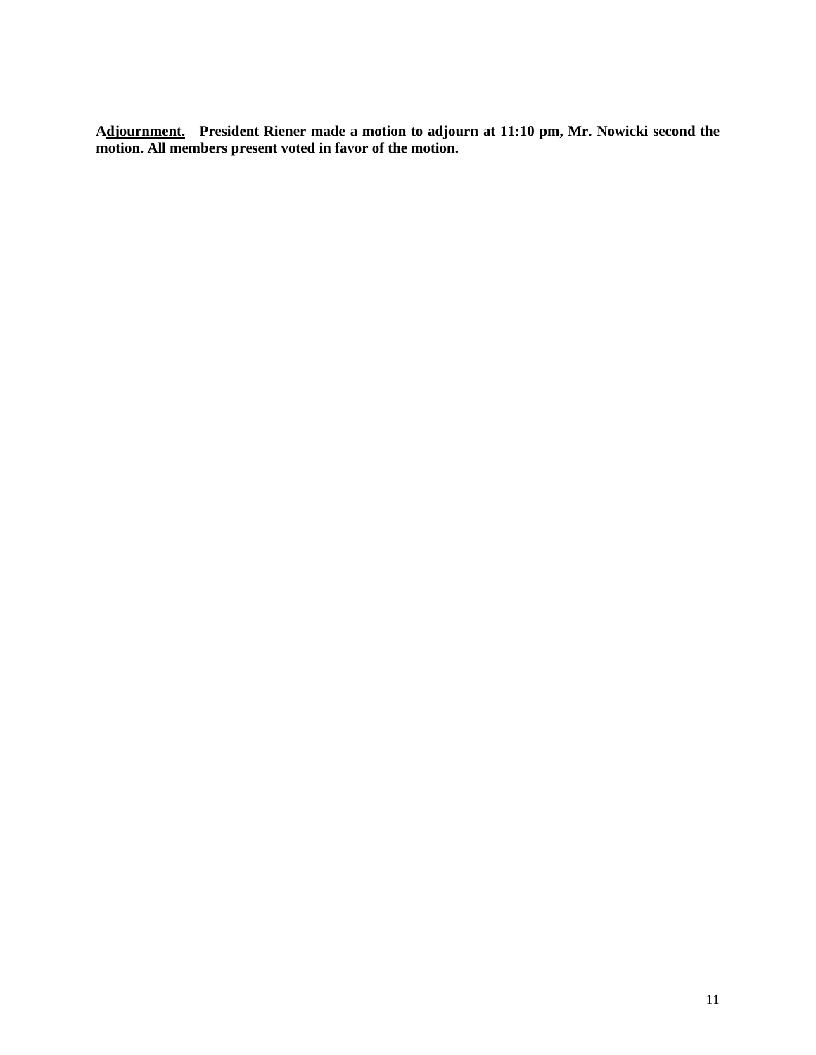**A<u>djournment.</u>** **President Riener made a motion to adjourn at 11:10 pm, Mr. Nowicki second the motion. All members present voted in favor of the motion.**